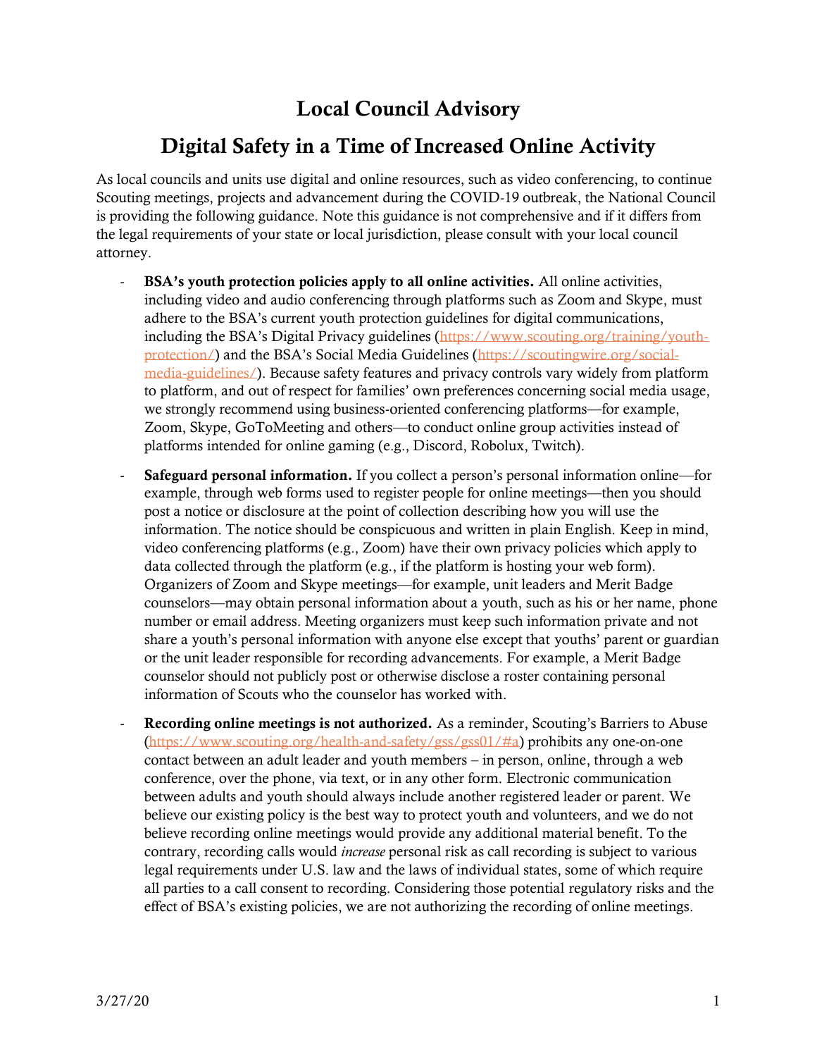# Local Council Advisory

## Digital Safety in a Time of Increased Online Activity

As local councils and units use digital and online resources, such as video conferencing, to continue Scouting meetings, projects and advancement during the COVID-19 outbreak, the National Council is providing the following guidance. Note this guidance is not comprehensive and if it differs from the legal requirements of your state or local jurisdiction, please consult with your local council attorney.

- **BSA's youth protection policies apply to all online activities.** All online activities, including video and audio conferencing through platforms such as Zoom and Skype, must adhere to the BSA's current youth protection guidelines for digital communications, including the BSA's Digital Privacy guidelines (https://www.scouting.org/training/youth-protection/) and the BSA's Social Media Guidelines (https://scoutingwire.org/social-media-guidelines/). Because safety features and privacy controls vary widely from platform to platform, and out of respect for families' own preferences concerning social media usage, we strongly recommend using business-oriented conferencing platforms—for example, Zoom, Skype, GoToMeeting and others—to conduct online group activities instead of platforms intended for online gaming (e.g., Discord, Robolux, Twitch).

- **Safeguard personal information.** If you collect a person's personal information online—for example, through web forms used to register people for online meetings—then you should post a notice or disclosure at the point of collection describing how you will use the information. The notice should be conspicuous and written in plain English. Keep in mind, video conferencing platforms (e.g., Zoom) have their own privacy policies which apply to data collected through the platform (e.g., if the platform is hosting your web form). Organizers of Zoom and Skype meetings—for example, unit leaders and Merit Badge counselors—may obtain personal information about a youth, such as his or her name, phone number or email address. Meeting organizers must keep such information private and not share a youth's personal information with anyone else except that youths' parent or guardian or the unit leader responsible for recording advancements. For example, a Merit Badge counselor should not publicly post or otherwise disclose a roster containing personal information of Scouts who the counselor has worked with.

- **Recording online meetings is not authorized.** As a reminder, Scouting's Barriers to Abuse (https://www.scouting.org/health-and-safety/gss/gss01/#a) prohibits any one-on-one contact between an adult leader and youth members – in person, online, through a web conference, over the phone, via text, or in any other form. Electronic communication between adults and youth should always include another registered leader or parent. We believe our existing policy is the best way to protect youth and volunteers, and we do not believe recording online meetings would provide any additional material benefit. To the contrary, recording calls would *increase* personal risk as call recording is subject to various legal requirements under U.S. law and the laws of individual states, some of which require all parties to a call consent to recording. Considering those potential regulatory risks and the effect of BSA's existing policies, we are not authorizing the recording of online meetings.

3/27/20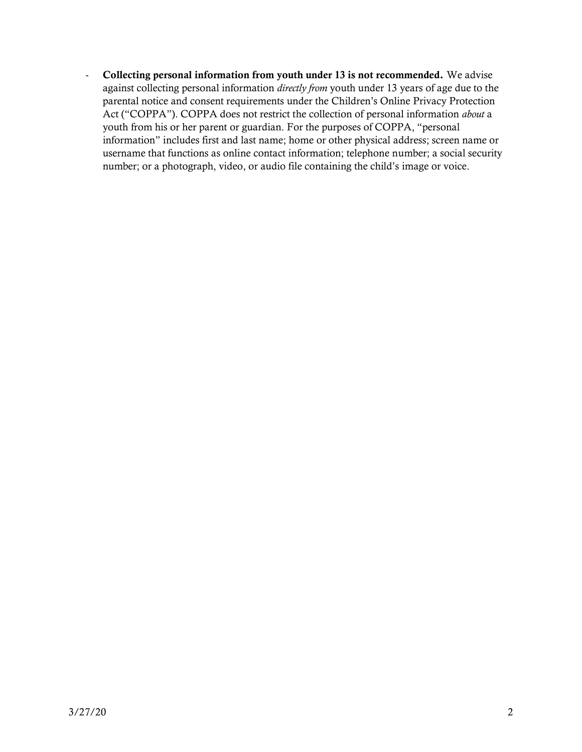- **Collecting personal information from youth under 13 is not recommended.** We advise against collecting personal information *directly from* youth under 13 years of age due to the parental notice and consent requirements under the Children's Online Privacy Protection Act ("COPPA"). COPPA does not restrict the collection of personal information *about* a youth from his or her parent or guardian. For the purposes of COPPA, "personal information" includes first and last name; home or other physical address; screen name or username that functions as online contact information; telephone number; a social security number; or a photograph, video, or audio file containing the child's image or voice.

3/27/20